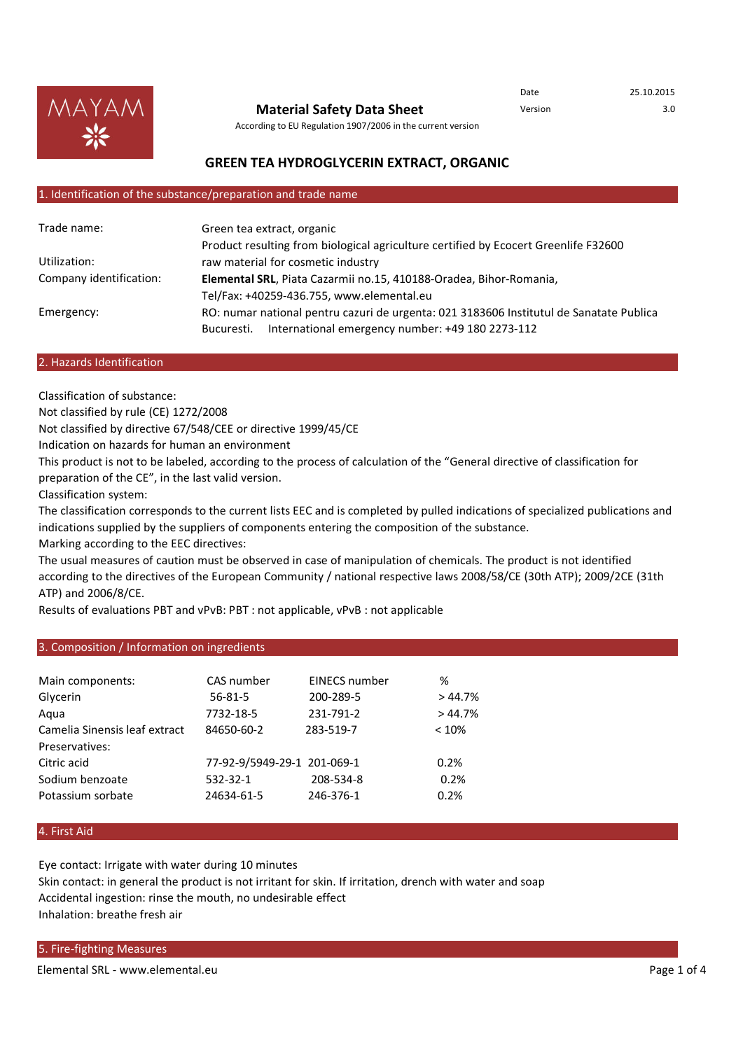MAYAM

# Material Safety Data Sheet

According to EU Regulation 1907/2006 in the current version

| | |
|---|---|
| Date | 25.10.2015 |
| Version | 3.0 |

## GREEN TEA HYDROGLYCERIN EXTRACT, ORGANIC

## 1. Identification of the substance/preparation and trade name

| | |
|---|---|
| Trade name: | Green tea extract, organic<br>Product resulting from biological agriculture certified by Ecocert Greenlife F32600 |
| Utilization: | raw material for cosmetic industry |
| Company identification: | **Elemental SRL**, Piata Cazarmii no.15, 410188-Oradea, Bihor-Romania,<br>Tel/Fax: +40259-436.755, www.elemental.eu |
| Emergency: | RO: numar national pentru cazuri de urgenta: 021 3183606 Institutul de Sanatate Publica Bucuresti. International emergency number: +49 180 2273-112 |

## 2. Hazards Identification

Classification of substance:
Not classified by rule (CE) 1272/2008
Not classified by directive 67/548/CEE or directive 1999/45/CE
Indication on hazards for human an environment
This product is not to be labeled, according to the process of calculation of the “General directive of classification for preparation of the CE”, in the last valid version.
Classification system:
The classification corresponds to the current lists EEC and is completed by pulled indications of specialized publications and indications supplied by the suppliers of components entering the composition of the substance.
Marking according to the EEC directives:
The usual measures of caution must be observed in case of manipulation of chemicals. The product is not identified according to the directives of the European Community / national respective laws 2008/58/CE (30th ATP); 2009/2CE (31th ATP) and 2006/8/CE.
Results of evaluations PBT and vPvB: PBT : not applicable, vPvB : not applicable

## 3. Composition / Information on ingredients

| Main components: | CAS number | EINECS number | % |
|---|---|---|---|
| Glycerin | 56-81-5 | 200-289-5 | > 44.7% |
| Aqua | 7732-18-5 | 231-791-2 | > 44.7% |
| Camelia Sinensis leaf extract | 84650-60-2 | 283-519-7 | < 10% |
| Preservatives: | | | |
| Citric acid | 77-92-9/5949-29-1 | 201-069-1 | 0.2% |
| Sodium benzoate | 532-32-1 | 208-534-8 | 0.2% |
| Potassium sorbate | 24634-61-5 | 246-376-1 | 0.2% |

## 4. First Aid

Eye contact: Irrigate with water during 10 minutes
Skin contact: in general the product is not irritant for skin. If irritation, drench with water and soap
Accidental ingestion: rinse the mouth, no undesirable effect
Inhalation: breathe fresh air

## 5. Fire-fighting Measures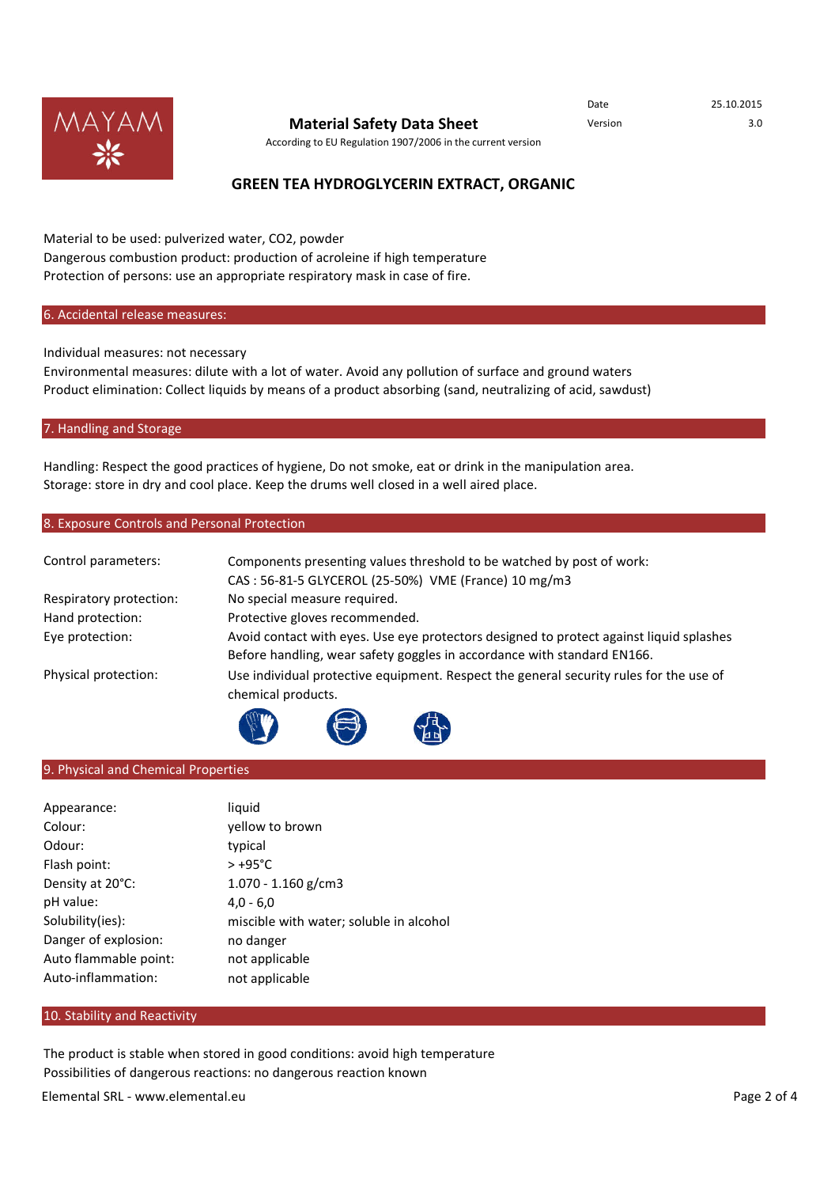Material to be used: pulverized water, $CO_2$, powder
Dangerous combustion product: production of acroleine if high temperature
Protection of persons: use an appropriate respiratory mask in case of fire.

## 6. Accidental release measures:

Individual measures: not necessary
Environmental measures: dilute with a lot of water. Avoid any pollution of surface and ground waters
Product elimination: Collect liquids by means of a product absorbing (sand, neutralizing of acid, sawdust)

## 7. Handling and Storage

Handling: Respect the good practices of hygiene, Do not smoke, eat or drink in the manipulation area.
Storage: store in dry and cool place. Keep the drums well closed in a well aired place.

## 8. Exposure Controls and Personal Protection

| | |
|---|---|
| Control parameters: | Components presenting values threshold to be watched by post of work: CAS : 56-81-5 GLYCEROL (25-50%) VME (France) 10 mg/m3 |
| Respiratory protection: | No special measure required. |
| Hand protection: | Protective gloves recommended. |
| Eye protection: | Avoid contact with eyes. Use eye protectors designed to protect against liquid splashes Before handling, wear safety goggles in accordance with standard EN166. |
| Physical protection: | Use individual protective equipment. Respect the general security rules for the use of chemical products. |

## 9. Physical and Chemical Properties

| | |
|---|---|
| Appearance: | liquid |
| Colour: | yellow to brown |
| Odour: | typical |
| Flash point: | > +95°C |
| Density at 20°C: | 1.070 - 1.160 g/cm3 |
| pH value: | 4,0 - 6,0 |
| Solubility(ies): | miscible with water; soluble in alcohol |
| Danger of explosion: | no danger |
| Auto flammable point: | not applicable |
| Auto-inflammation: | not applicable |

## 10. Stability and Reactivity

The product is stable when stored in good conditions: avoid high temperature
Possibilities of dangerous reactions: no dangerous reaction known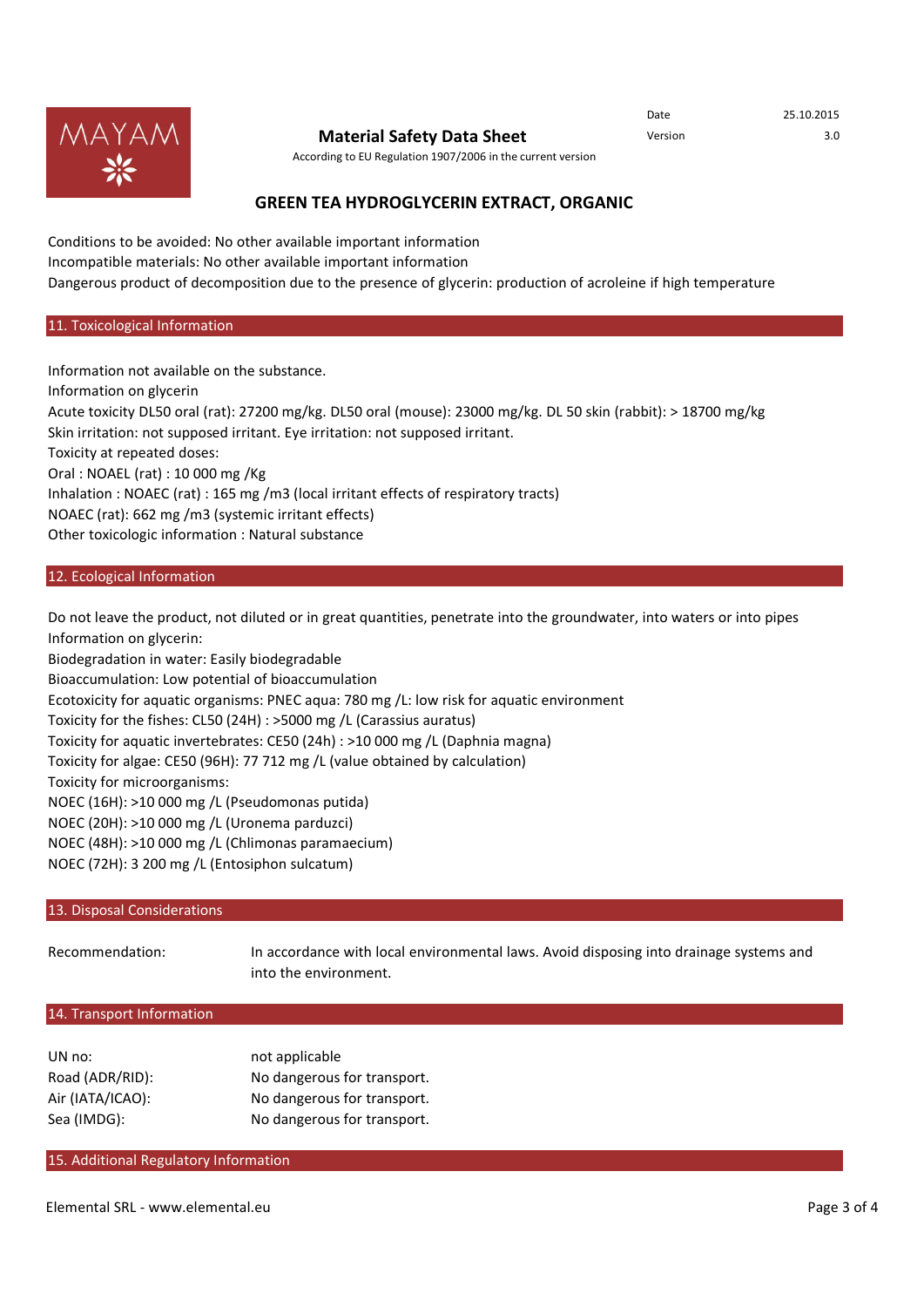Conditions to be avoided: No other available important information
Incompatible materials: No other available important information
Dangerous product of decomposition due to the presence of glycerin: production of acroleine if high temperature

## 11. Toxicological Information

Information not available on the substance.
Information on glycerin
Acute toxicity DL50 oral (rat): 27200 mg/kg. DL50 oral (mouse): 23000 mg/kg. DL 50 skin (rabbit): > 18700 mg/kg
Skin irritation: not supposed irritant. Eye irritation: not supposed irritant.
Toxicity at repeated doses:
Oral : NOAEL (rat) : 10 000 mg /Kg
Inhalation : NOAEC (rat) : 165 mg /m3 (local irritant effects of respiratory tracts)
NOAEC (rat): 662 mg /m3 (systemic irritant effects)
Other toxicologic information : Natural substance

## 12. Ecological Information

Do not leave the product, not diluted or in great quantities, penetrate into the groundwater, into waters or into pipes
Information on glycerin:
Biodegradation in water: Easily biodegradable
Bioaccumulation: Low potential of bioaccumulation
Ecotoxicity for aquatic organisms: PNEC aqua: 780 mg /L: low risk for aquatic environment
Toxicity for the fishes: CL50 (24H) : >5000 mg /L (Carassius auratus)
Toxicity for aquatic invertebrates: CE50 (24h) : >10 000 mg /L (Daphnia magna)
Toxicity for algae: CE50 (96H): 77 712 mg /L (value obtained by calculation)
Toxicity for microorganisms:
NOEC (16H): >10 000 mg /L (Pseudomonas putida)
NOEC (20H): >10 000 mg /L (Uronema parduzci)
NOEC (48H): >10 000 mg /L (Chlimonas paramaecium)
NOEC (72H): 3 200 mg /L (Entosiphon sulcatum)

## 13. Disposal Considerations

| | |
|---|---|
| Recommendation: | In accordance with local environmental laws. Avoid disposing into drainage systems and into the environment. |

## 14. Transport Information

| | |
|---|---|
| UN no: | not applicable |
| Road (ADR/RID): | No dangerous for transport. |
| Air (IATA/ICAO): | No dangerous for transport. |
| Sea (IMDG): | No dangerous for transport. |

## 15. Additional Regulatory Information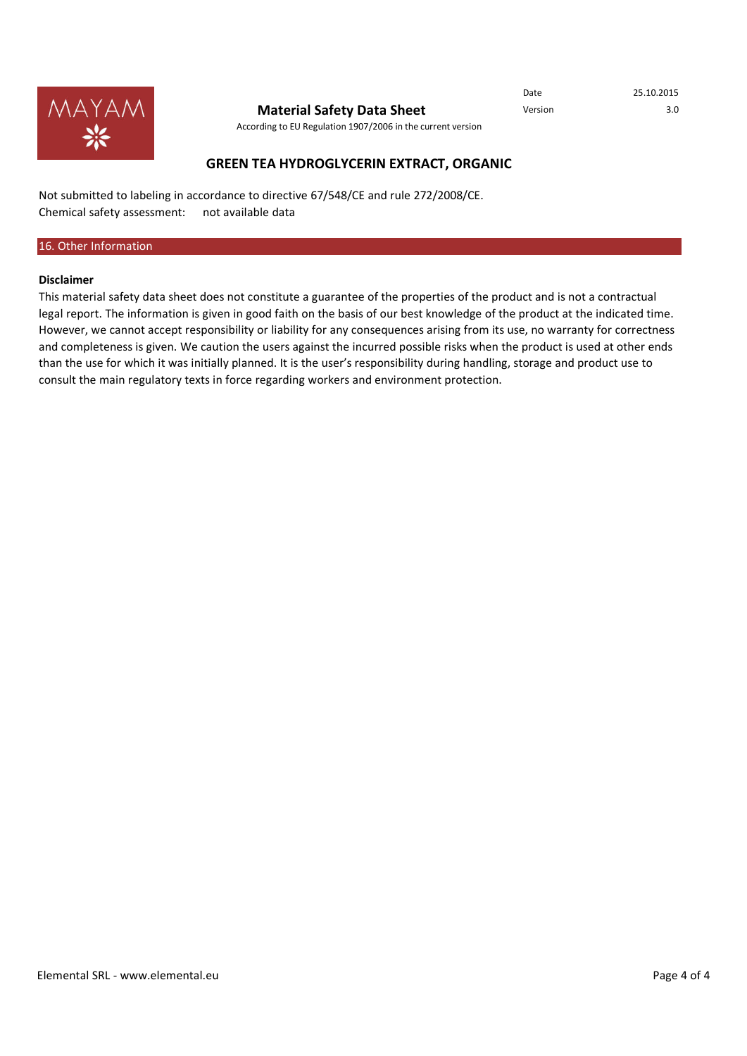Not submitted to labeling in accordance to directive 67/548/CE and rule 272/2008/CE.
Chemical safety assessment: not available data

## 16. Other Information

**Disclaimer**

This material safety data sheet does not constitute a guarantee of the properties of the product and is not a contractual legal report. The information is given in good faith on the basis of our best knowledge of the product at the indicated time. However, we cannot accept responsibility or liability for any consequences arising from its use, no warranty for correctness and completeness is given. We caution the users against the incurred possible risks when the product is used at other ends than the use for which it was initially planned. It is the user's responsibility during handling, storage and product use to consult the main regulatory texts in force regarding workers and environment protection.